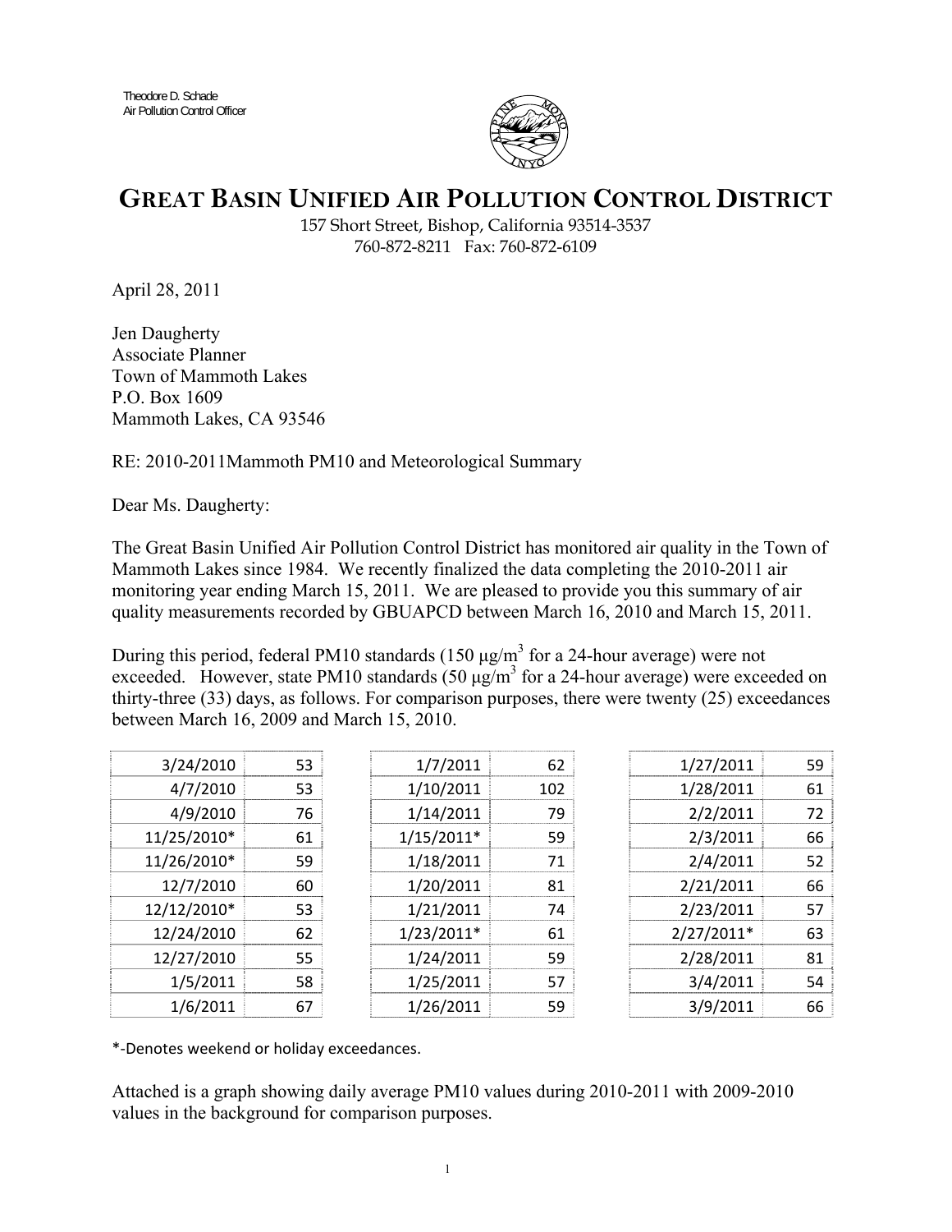Theodore D. Schade
Air Pollution Control Officer

# GREAT BASIN UNIFIED AIR POLLUTION CONTROL DISTRICT

157 Short Street, Bishop, California 93514-3537
760-872-8211 Fax: 760-872-6109

April 28, 2011

Jen Daugherty
Associate Planner
Town of Mammoth Lakes
P.O. Box 1609
Mammoth Lakes, CA 93546

RE: 2010-2011Mammoth PM10 and Meteorological Summary

Dear Ms. Daugherty:

The Great Basin Unified Air Pollution Control District has monitored air quality in the Town of Mammoth Lakes since 1984. We recently finalized the data completing the 2010-2011 air monitoring year ending March 15, 2011. We are pleased to provide you this summary of air quality measurements recorded by GBUAPCD between March 16, 2010 and March 15, 2011.

During this period, federal PM10 standards (150 μg/m$^3$ for a 24-hour average) were not exceeded. However, state PM10 standards (50 μg/m$^3$ for a 24-hour average) were exceeded on thirty-three (33) days, as follows. For comparison purposes, there were twenty (25) exceedances between March 16, 2009 and March 15, 2010.

| | | | | | |
|---|---|---|---|---|---|
| 3/24/2010 | 53 | 1/7/2011 | 62 | 1/27/2011 | 59 |
| 4/7/2010 | 53 | 1/10/2011 | 102 | 1/28/2011 | 61 |
| 4/9/2010 | 76 | 1/14/2011 | 79 | 2/2/2011 | 72 |
| 11/25/2010* | 61 | 1/15/2011* | 59 | 2/3/2011 | 66 |
| 11/26/2010* | 59 | 1/18/2011 | 71 | 2/4/2011 | 52 |
| 12/7/2010 | 60 | 1/20/2011 | 81 | 2/21/2011 | 66 |
| 12/12/2010* | 53 | 1/21/2011 | 74 | 2/23/2011 | 57 |
| 12/24/2010 | 62 | 1/23/2011* | 61 | 2/27/2011* | 63 |
| 12/27/2010 | 55 | 1/24/2011 | 59 | 2/28/2011 | 81 |
| 1/5/2011 | 58 | 1/25/2011 | 57 | 3/4/2011 | 54 |
| 1/6/2011 | 67 | 1/26/2011 | 59 | 3/9/2011 | 66 |

*-Denotes weekend or holiday exceedances.

Attached is a graph showing daily average PM10 values during 2010-2011 with 2009-2010 values in the background for comparison purposes.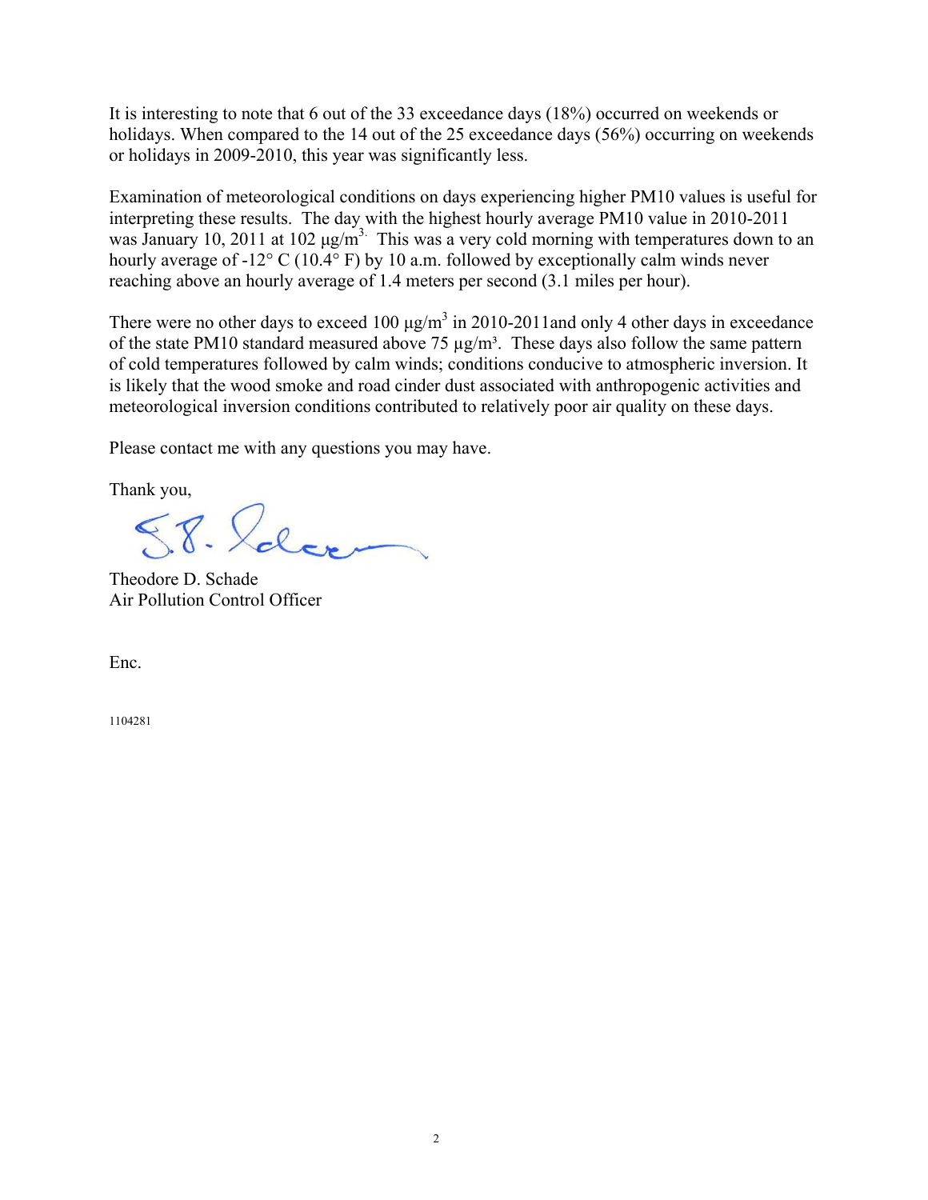It is interesting to note that 6 out of the 33 exceedance days (18%) occurred on weekends or holidays. When compared to the 14 out of the 25 exceedance days (56%) occurring on weekends or holidays in 2009-2010, this year was significantly less.

Examination of meteorological conditions on days experiencing higher PM10 values is useful for interpreting these results. The day with the highest hourly average PM10 value in 2010-2011 was January 10, 2011 at 102 $\mu g/m^3$. This was a very cold morning with temperatures down to an hourly average of -12° C (10.4° F) by 10 a.m. followed by exceptionally calm winds never reaching above an hourly average of 1.4 meters per second (3.1 miles per hour).

There were no other days to exceed 100 $\mu g/m^3$ in 2010-2011and only 4 other days in exceedance of the state PM10 standard measured above 75 $\mu g/m^3$. These days also follow the same pattern of cold temperatures followed by calm winds; conditions conducive to atmospheric inversion. It is likely that the wood smoke and road cinder dust associated with anthropogenic activities and meteorological inversion conditions contributed to relatively poor air quality on these days.

Please contact me with any questions you may have.

Thank you,

Theodore D. Schade
Air Pollution Control Officer

Enc.

1104281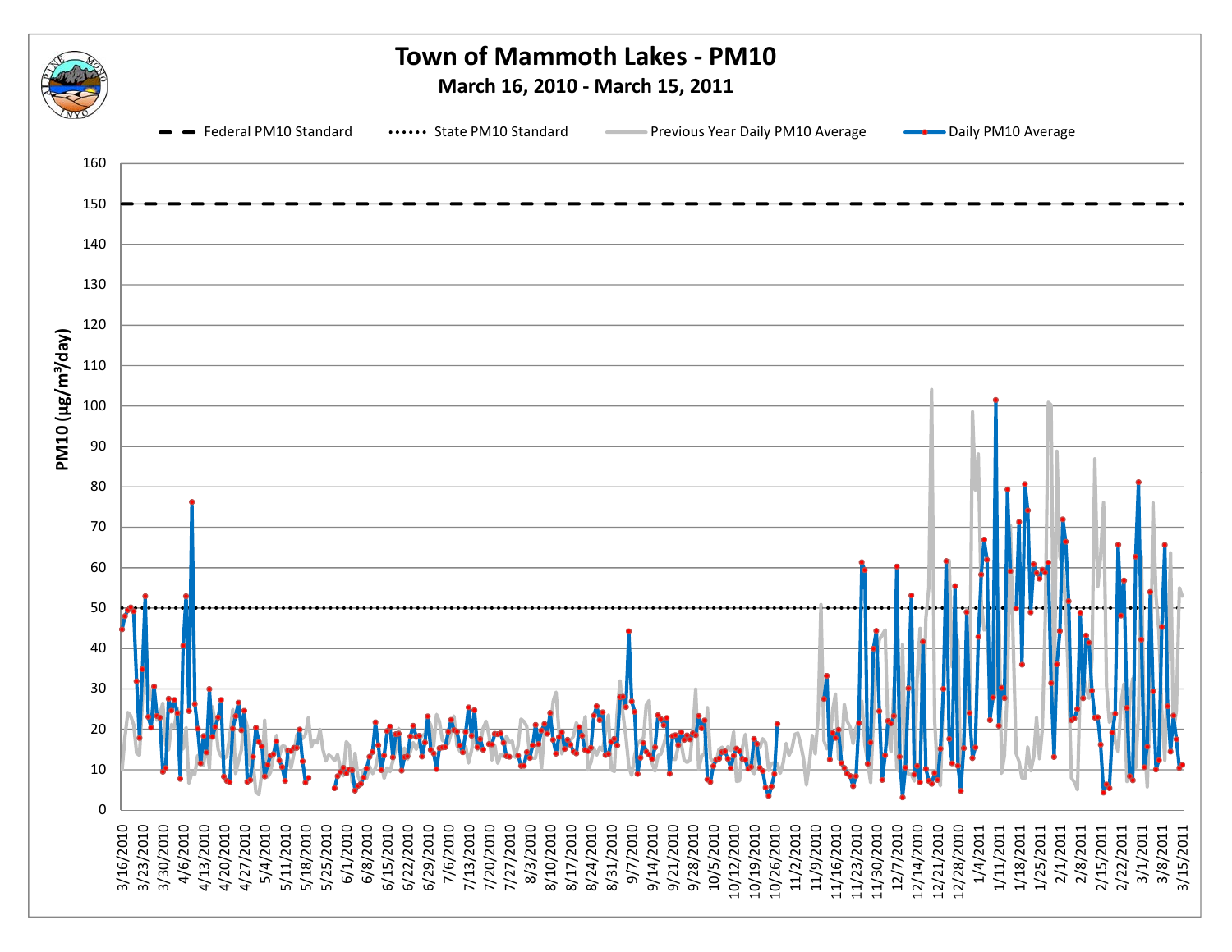# Town of Mammoth Lakes - PM10

## March 16, 2010 - March 15, 2011

Federal PM10 Standard
State PM10 Standard
Previous Year Daily PM10 Average
Daily PM10 Average

PM10 (µg/m³/day)

160
150
140
130
120
110
100
90
80
70
60
50
40
30
20
10
0

3/16/2010
3/23/2010
3/30/2010
4/6/2010
4/13/2010
4/20/2010
4/27/2010
5/4/2010
5/11/2010
5/18/2010
5/25/2010
6/1/2010
6/8/2010
6/15/2010
6/22/2010
6/29/2010
7/6/2010
7/13/2010
7/20/2010
7/27/2010
8/3/2010
8/10/2010
8/17/2010
8/24/2010
8/31/2010
9/7/2010
9/14/2010
9/21/2010
9/28/2010
10/5/2010
10/12/2010
10/19/2010
10/26/2010
11/2/2010
11/9/2010
11/16/2010
11/23/2010
11/30/2010
12/7/2010
12/14/2010
12/21/2010
12/28/2010
1/4/2011
1/11/2011
1/18/2011
1/25/2011
2/1/2011
2/8/2011
2/15/2011
2/22/2011
3/1/2011
3/8/2011
3/15/2011